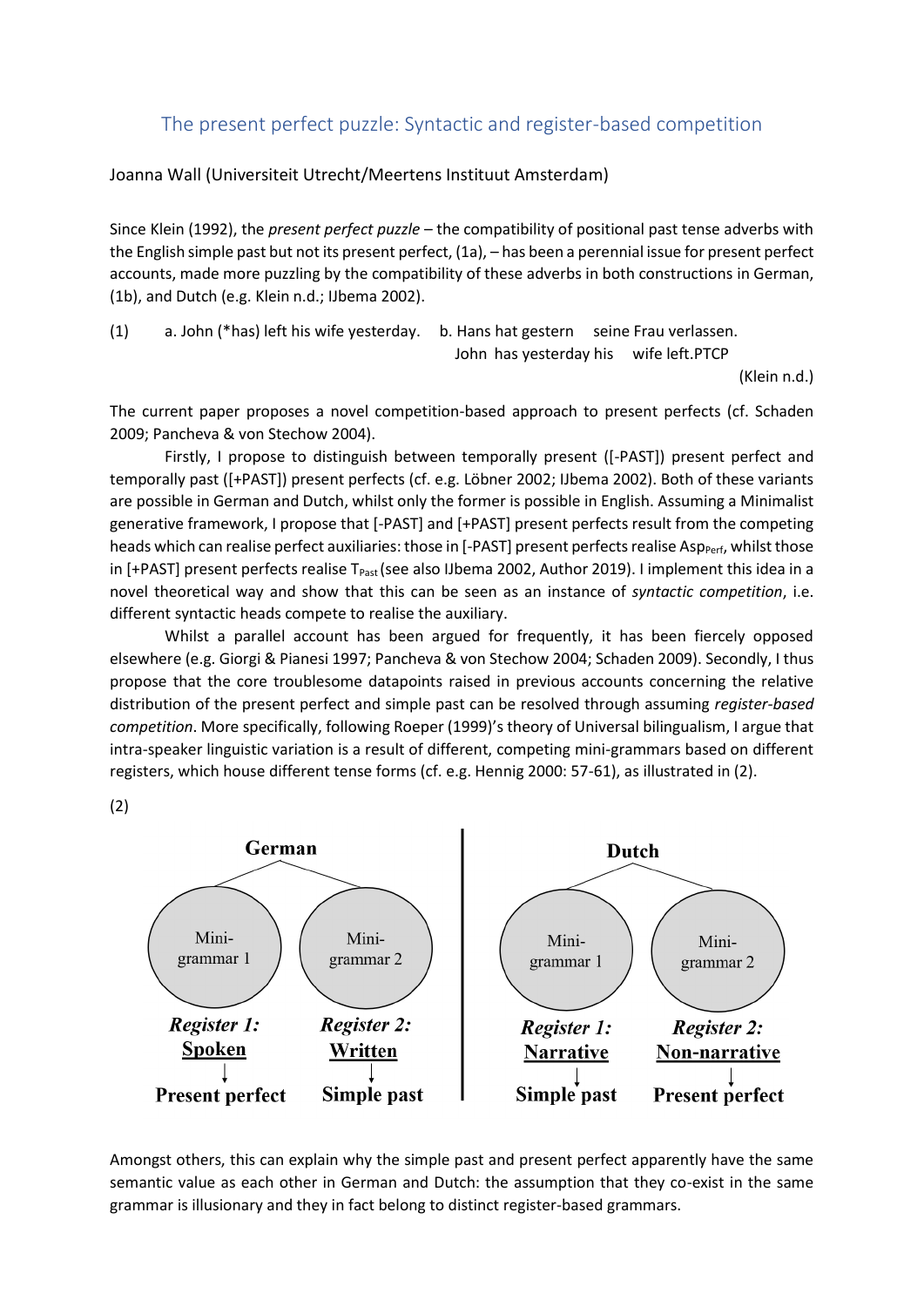# The present perfect puzzle: Syntactic and register-based competition

Joanna Wall (Universiteit Utrecht/Meertens Instituut Amsterdam)

Since Klein (1992), the *present perfect puzzle* – the compatibility of positional past tense adverbs with the English simple past but not its present perfect, (1a), – has been a perennial issue for present perfect accounts, made more puzzling by the compatibility of these adverbs in both constructions in German, (1b), and Dutch (e.g. Klein n.d.; IJbema 2002).

(1) a. John (*has) left his wife yesterday. b. Hans hat gestern seine Frau verlassen.
John has yesterday his wife left.PTCP
(Klein n.d.)

The current paper proposes a novel competition-based approach to present perfects (cf. Schaden 2009; Pancheva & von Stechow 2004).

Firstly, I propose to distinguish between temporally present ([-PAST]) present perfect and temporally past ([+PAST]) present perfects (cf. e.g. Löbner 2002; IJbema 2002). Both of these variants are possible in German and Dutch, whilst only the former is possible in English. Assuming a Minimalist generative framework, I propose that [-PAST] and [+PAST] present perfects result from the competing heads which can realise perfect auxiliaries: those in [-PAST] present perfects realise $Asp_{Perf}$, whilst those in [+PAST] present perfects realise $T_{Past}$ (see also IJbema 2002, Author 2019). I implement this idea in a novel theoretical way and show that this can be seen as an instance of *syntactic competition*, i.e. different syntactic heads compete to realise the auxiliary.

Whilst a parallel account has been argued for frequently, it has been fiercely opposed elsewhere (e.g. Giorgi & Pianesi 1997; Pancheva & von Stechow 2004; Schaden 2009). Secondly, I thus propose that the core troublesome datapoints raised in previous accounts concerning the relative distribution of the present perfect and simple past can be resolved through assuming *register-based competition*. More specifically, following Roeper (1999)'s theory of Universal bilingualism, I argue that intra-speaker linguistic variation is a result of different, competing mini-grammars based on different registers, which house different tense forms (cf. e.g. Hennig 2000: 57-61), as illustrated in (2).

(2)

**German**

Mini-grammar 1 — ***Register 1:*** **Spoken** → **Present perfect**

Mini-grammar 2 — ***Register 2:*** **Written** → **Simple past**

**Dutch**

Mini-grammar 1 — ***Register 1:*** **Narrative** → **Simple past**

Mini-grammar 2 — ***Register 2:*** **Non-narrative** → **Present perfect**

Amongst others, this can explain why the simple past and present perfect apparently have the same semantic value as each other in German and Dutch: the assumption that they co-exist in the same grammar is illusionary and they in fact belong to distinct register-based grammars.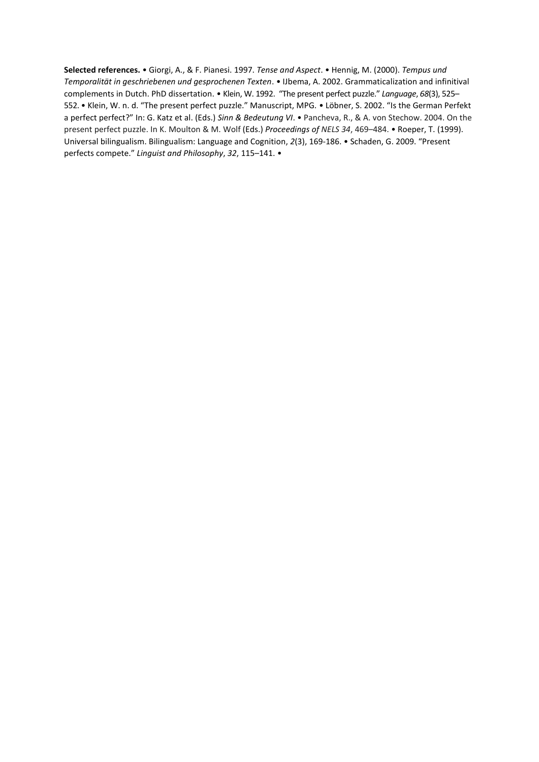**Selected references.** • Giorgi, A., & F. Pianesi. 1997. *Tense and Aspect*. • Hennig, M. (2000). *Tempus und Temporalität in geschriebenen und gesprochenen Texten*. • IJbema, A. 2002. Grammaticalization and infinitival complements in Dutch. PhD dissertation. • Klein, W. 1992. "The present perfect puzzle." *Language*, *68*(3), 525–552. • Klein, W. n. d. "The present perfect puzzle." Manuscript, MPG. • Löbner, S. 2002. "Is the German Perfekt a perfect perfect?" In: G. Katz et al. (Eds.) *Sinn & Bedeutung VI*. • Pancheva, R., & A. von Stechow. 2004. On the present perfect puzzle. In K. Moulton & M. Wolf (Eds.) *Proceedings of NELS 34*, 469–484. • Roeper, T. (1999). Universal bilingualism. Bilingualism: Language and Cognition, *2*(3), 169-186. • Schaden, G. 2009. "Present perfects compete." *Linguist and Philosophy*, *32*, 115–141. •